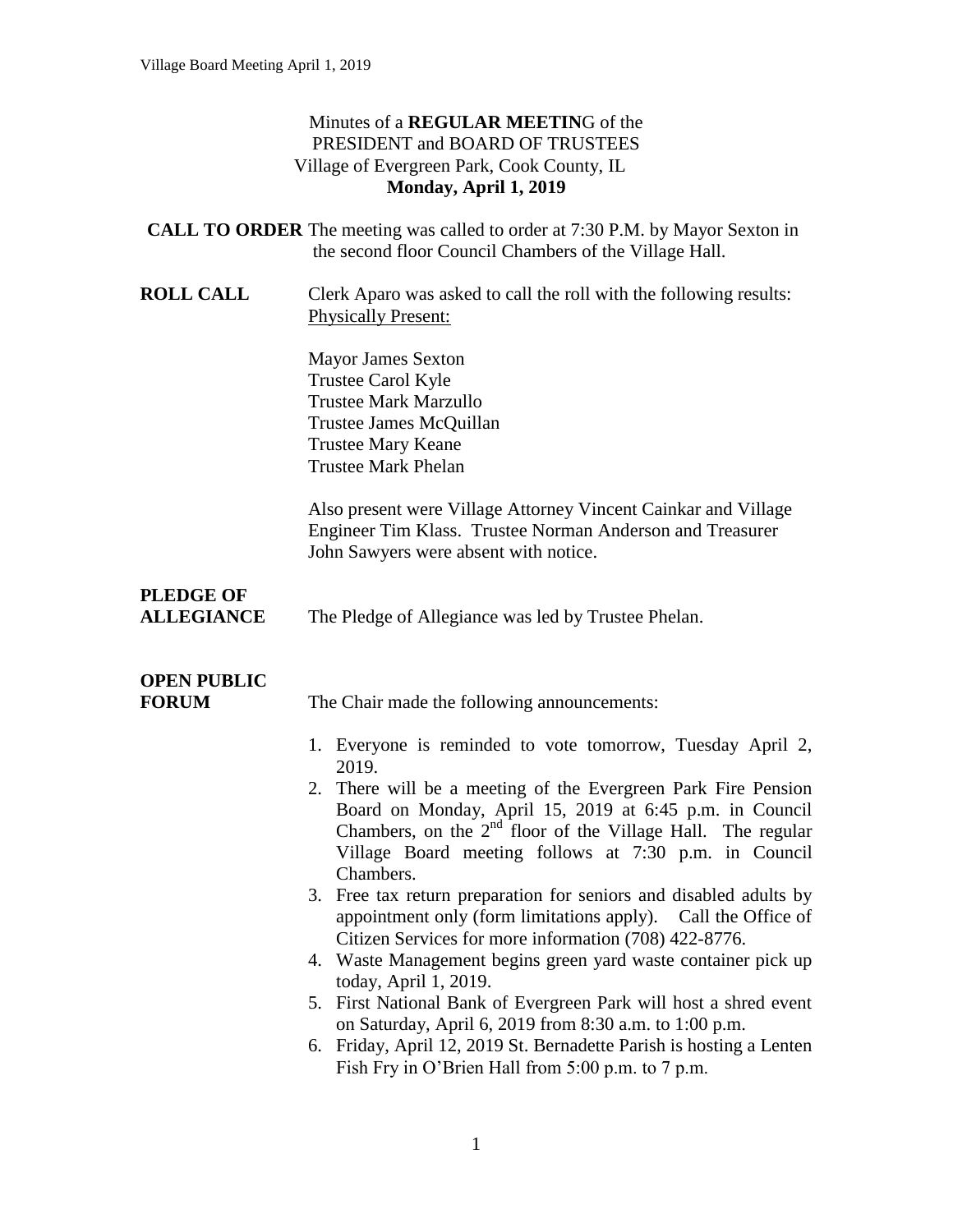Minutes of a **REGULAR MEETIN**G of the
PRESIDENT and BOARD OF TRUSTEES
Village of Evergreen Park, Cook County, IL
**Monday, April 1, 2019**

**CALL TO ORDER** The meeting was called to order at 7:30 P.M. by Mayor Sexton in the second floor Council Chambers of the Village Hall.

**ROLL CALL** Clerk Aparo was asked to call the roll with the following results:
Physically Present:

Mayor James Sexton
Trustee Carol Kyle
Trustee Mark Marzullo
Trustee James McQuillan
Trustee Mary Keane
Trustee Mark Phelan

Also present were Village Attorney Vincent Cainkar and Village Engineer Tim Klass. Trustee Norman Anderson and Treasurer John Sawyers were absent with notice.

**PLEDGE OF ALLEGIANCE** The Pledge of Allegiance was led by Trustee Phelan.

**OPEN PUBLIC FORUM** The Chair made the following announcements:

1. Everyone is reminded to vote tomorrow, Tuesday April 2, 2019.
2. There will be a meeting of the Evergreen Park Fire Pension Board on Monday, April 15, 2019 at 6:45 p.m. in Council Chambers, on the 2nd floor of the Village Hall. The regular Village Board meeting follows at 7:30 p.m. in Council Chambers.
3. Free tax return preparation for seniors and disabled adults by appointment only (form limitations apply). Call the Office of Citizen Services for more information (708) 422-8776.
4. Waste Management begins green yard waste container pick up today, April 1, 2019.
5. First National Bank of Evergreen Park will host a shred event on Saturday, April 6, 2019 from 8:30 a.m. to 1:00 p.m.
6. Friday, April 12, 2019 St. Bernadette Parish is hosting a Lenten Fish Fry in O'Brien Hall from 5:00 p.m. to 7 p.m.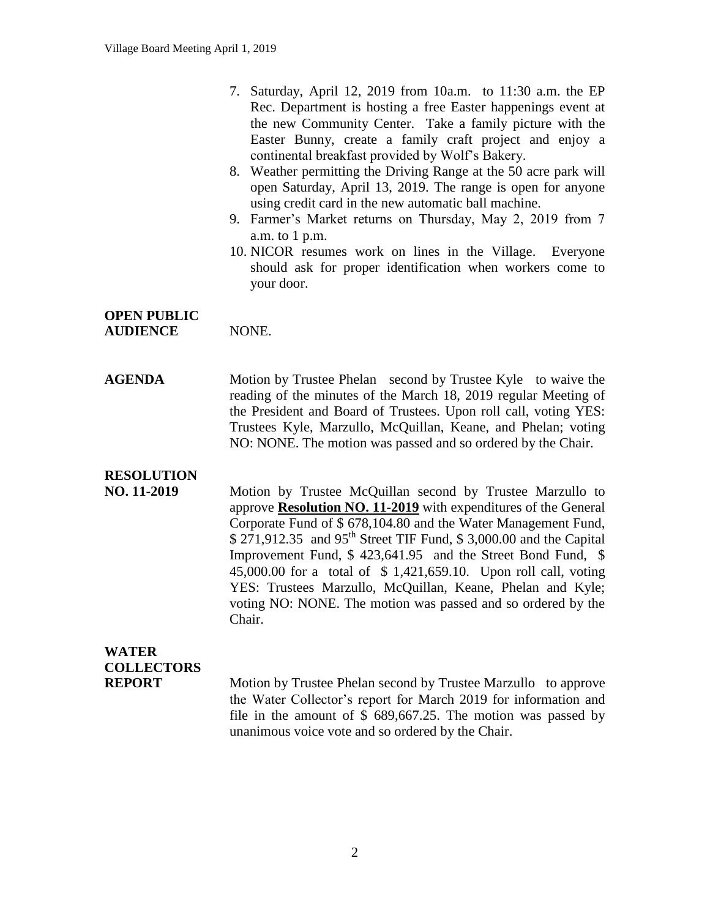7. Saturday, April 12, 2019 from 10a.m. to 11:30 a.m. the EP Rec. Department is hosting a free Easter happenings event at the new Community Center. Take a family picture with the Easter Bunny, create a family craft project and enjoy a continental breakfast provided by Wolf's Bakery.
8. Weather permitting the Driving Range at the 50 acre park will open Saturday, April 13, 2019. The range is open for anyone using credit card in the new automatic ball machine.
9. Farmer's Market returns on Thursday, May 2, 2019 from 7 a.m. to 1 p.m.
10. NICOR resumes work on lines in the Village. Everyone should ask for proper identification when workers come to your door.

**OPEN PUBLIC AUDIENCE** NONE.

**AGENDA** Motion by Trustee Phelan second by Trustee Kyle to waive the reading of the minutes of the March 18, 2019 regular Meeting of the President and Board of Trustees. Upon roll call, voting YES: Trustees Kyle, Marzullo, McQuillan, Keane, and Phelan; voting NO: NONE. The motion was passed and so ordered by the Chair.

**RESOLUTION NO. 11-2019** Motion by Trustee McQuillan second by Trustee Marzullo to approve **Resolution NO. 11-2019** with expenditures of the General Corporate Fund of $ 678,104.80 and the Water Management Fund, $ 271,912.35 and 95th Street TIF Fund, $ 3,000.00 and the Capital Improvement Fund, $ 423,641.95 and the Street Bond Fund, $ 45,000.00 for a total of $ 1,421,659.10. Upon roll call, voting YES: Trustees Marzullo, McQuillan, Keane, Phelan and Kyle; voting NO: NONE. The motion was passed and so ordered by the Chair.

**WATER COLLECTORS REPORT** Motion by Trustee Phelan second by Trustee Marzullo to approve the Water Collector's report for March 2019 for information and file in the amount of $ 689,667.25. The motion was passed by unanimous voice vote and so ordered by the Chair.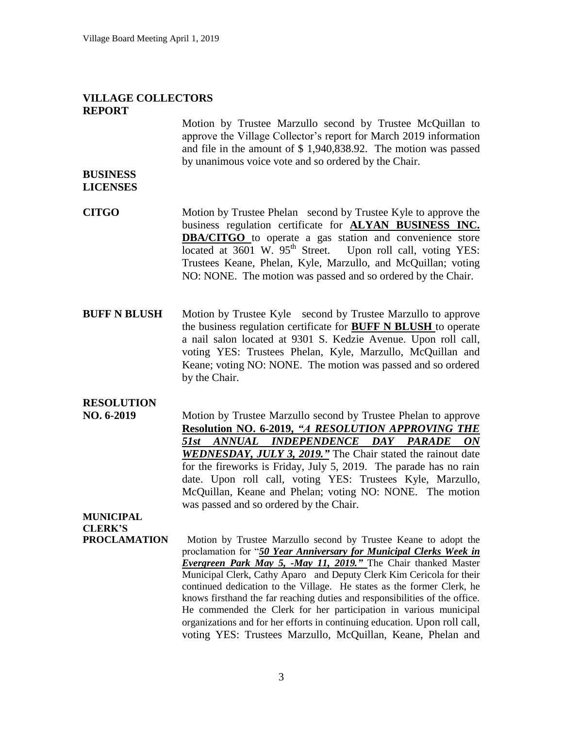**VILLAGE COLLECTORS REPORT**

Motion by Trustee Marzullo second by Trustee McQuillan to approve the Village Collector's report for March 2019 information and file in the amount of $ 1,940,838.92. The motion was passed by unanimous voice vote and so ordered by the Chair.

**BUSINESS LICENSES**

**CITGO**

Motion by Trustee Phelan second by Trustee Kyle to approve the business regulation certificate for **ALYAN BUSINESS INC. DBA/CITGO** to operate a gas station and convenience store located at 3601 W. 95th Street. Upon roll call, voting YES: Trustees Keane, Phelan, Kyle, Marzullo, and McQuillan; voting NO: NONE. The motion was passed and so ordered by the Chair.

**BUFF N BLUSH**

Motion by Trustee Kyle second by Trustee Marzullo to approve the business regulation certificate for **BUFF N BLUSH** to operate a nail salon located at 9301 S. Kedzie Avenue. Upon roll call, voting YES: Trustees Phelan, Kyle, Marzullo, McQuillan and Keane; voting NO: NONE. The motion was passed and so ordered by the Chair.

**RESOLUTION NO. 6-2019**

Motion by Trustee Marzullo second by Trustee Phelan to approve **Resolution NO. 6-2019, *"A RESOLUTION APPROVING THE 51st ANNUAL INDEPENDENCE DAY PARADE ON WEDNESDAY, JULY 3, 2019."*** The Chair stated the rainout date for the fireworks is Friday, July 5, 2019. The parade has no rain date. Upon roll call, voting YES: Trustees Kyle, Marzullo, McQuillan, Keane and Phelan; voting NO: NONE. The motion was passed and so ordered by the Chair.

**MUNICIPAL CLERK'S PROCLAMATION**

Motion by Trustee Marzullo second by Trustee Keane to adopt the proclamation for "***50 Year Anniversary for Municipal Clerks Week in Evergreen Park May 5, -May 11, 2019."*** The Chair thanked Master Municipal Clerk, Cathy Aparo and Deputy Clerk Kim Cericola for their continued dedication to the Village. He states as the former Clerk, he knows firsthand the far reaching duties and responsibilities of the office. He commended the Clerk for her participation in various municipal organizations and for her efforts in continuing education. Upon roll call, voting YES: Trustees Marzullo, McQuillan, Keane, Phelan and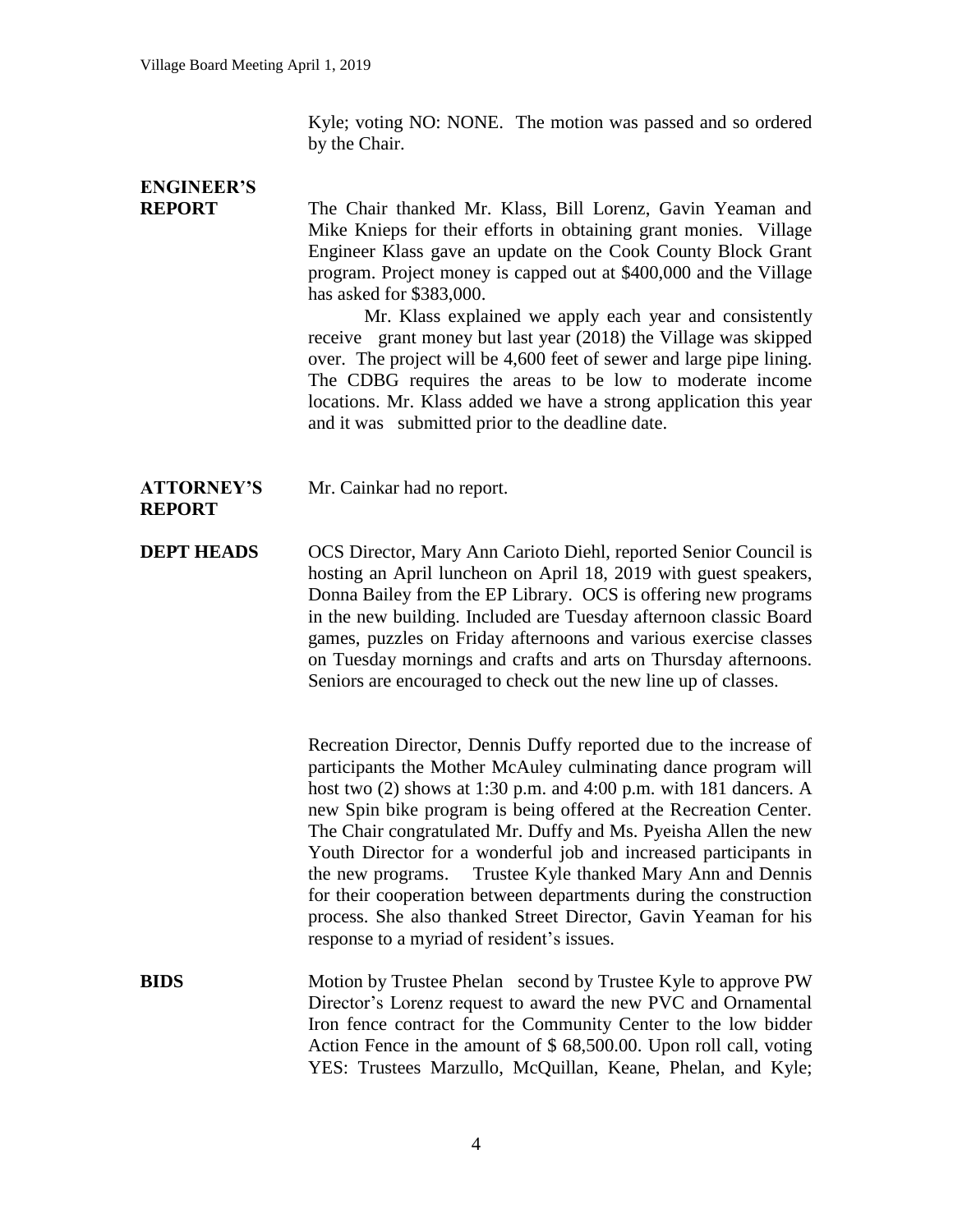Kyle; voting NO: NONE. The motion was passed and so ordered by the Chair.

**ENGINEER'S REPORT**

The Chair thanked Mr. Klass, Bill Lorenz, Gavin Yeaman and Mike Knieps for their efforts in obtaining grant monies. Village Engineer Klass gave an update on the Cook County Block Grant program. Project money is capped out at $400,000 and the Village has asked for $383,000.

Mr. Klass explained we apply each year and consistently receive grant money but last year (2018) the Village was skipped over. The project will be 4,600 feet of sewer and large pipe lining. The CDBG requires the areas to be low to moderate income locations. Mr. Klass added we have a strong application this year and it was submitted prior to the deadline date.

**ATTORNEY'S REPORT**

Mr. Cainkar had no report.

**DEPT HEADS**

OCS Director, Mary Ann Carioto Diehl, reported Senior Council is hosting an April luncheon on April 18, 2019 with guest speakers, Donna Bailey from the EP Library. OCS is offering new programs in the new building. Included are Tuesday afternoon classic Board games, puzzles on Friday afternoons and various exercise classes on Tuesday mornings and crafts and arts on Thursday afternoons. Seniors are encouraged to check out the new line up of classes.

Recreation Director, Dennis Duffy reported due to the increase of participants the Mother McAuley culminating dance program will host two (2) shows at 1:30 p.m. and 4:00 p.m. with 181 dancers. A new Spin bike program is being offered at the Recreation Center. The Chair congratulated Mr. Duffy and Ms. Pyeisha Allen the new Youth Director for a wonderful job and increased participants in the new programs. Trustee Kyle thanked Mary Ann and Dennis for their cooperation between departments during the construction process. She also thanked Street Director, Gavin Yeaman for his response to a myriad of resident's issues.

**BIDS**

Motion by Trustee Phelan second by Trustee Kyle to approve PW Director's Lorenz request to award the new PVC and Ornamental Iron fence contract for the Community Center to the low bidder Action Fence in the amount of $ 68,500.00. Upon roll call, voting YES: Trustees Marzullo, McQuillan, Keane, Phelan, and Kyle;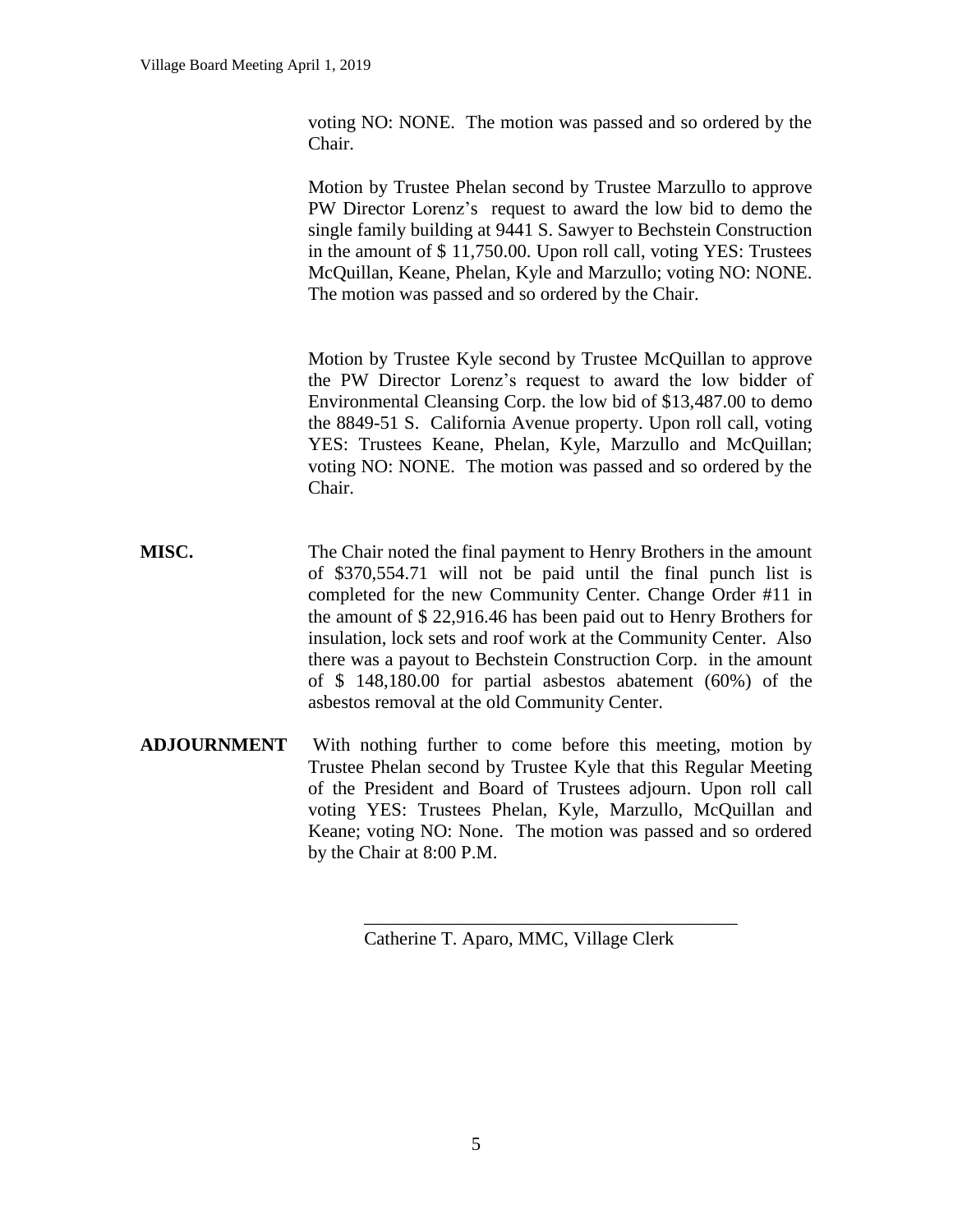voting NO: NONE. The motion was passed and so ordered by the Chair.

Motion by Trustee Phelan second by Trustee Marzullo to approve PW Director Lorenz's request to award the low bid to demo the single family building at 9441 S. Sawyer to Bechstein Construction in the amount of $ 11,750.00. Upon roll call, voting YES: Trustees McQuillan, Keane, Phelan, Kyle and Marzullo; voting NO: NONE. The motion was passed and so ordered by the Chair.

Motion by Trustee Kyle second by Trustee McQuillan to approve the PW Director Lorenz's request to award the low bidder of Environmental Cleansing Corp. the low bid of $13,487.00 to demo the 8849-51 S. California Avenue property. Upon roll call, voting YES: Trustees Keane, Phelan, Kyle, Marzullo and McQuillan; voting NO: NONE. The motion was passed and so ordered by the Chair.

**MISC.** The Chair noted the final payment to Henry Brothers in the amount of $370,554.71 will not be paid until the final punch list is completed for the new Community Center. Change Order #11 in the amount of $ 22,916.46 has been paid out to Henry Brothers for insulation, lock sets and roof work at the Community Center. Also there was a payout to Bechstein Construction Corp. in the amount of $ 148,180.00 for partial asbestos abatement (60%) of the asbestos removal at the old Community Center.

**ADJOURNMENT** With nothing further to come before this meeting, motion by Trustee Phelan second by Trustee Kyle that this Regular Meeting of the President and Board of Trustees adjourn. Upon roll call voting YES: Trustees Phelan, Kyle, Marzullo, McQuillan and Keane; voting NO: None. The motion was passed and so ordered by the Chair at 8:00 P.M.

\_\_\_\_\_\_\_\_\_\_\_\_\_\_\_\_\_\_\_\_\_\_\_\_\_\_\_\_\_\_\_\_\_\_\_\_\_\_\_\_

Catherine T. Aparo, MMC, Village Clerk